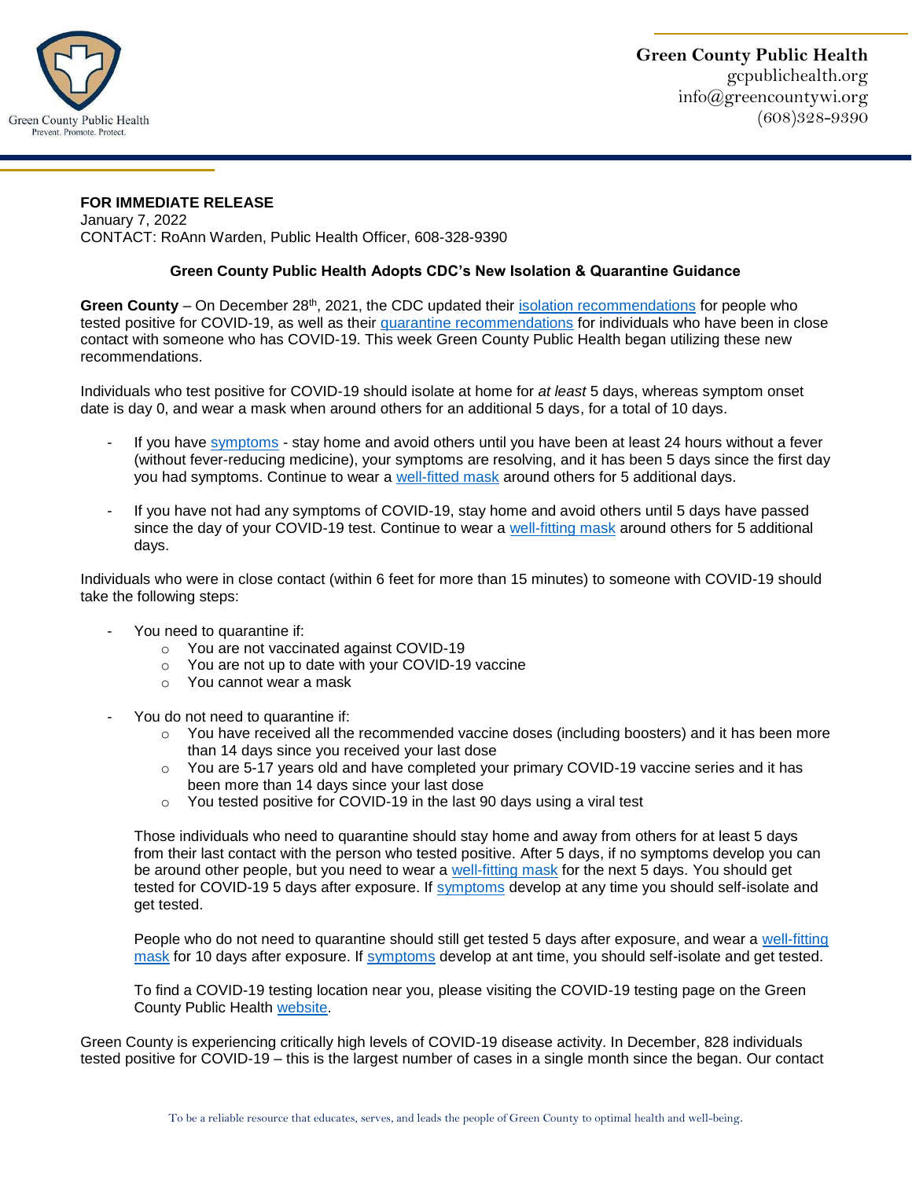Green County Public Health
Prevent. Promote. Protect.

**Green County Public Health**
gcpublichealth.org
info@greencountywi.org
(608)328-9390

**FOR IMMEDIATE RELEASE**
January 7, 2022
CONTACT: RoAnn Warden, Public Health Officer, 608-328-9390

## Green County Public Health Adopts CDC's New Isolation & Quarantine Guidance

**Green County** – On December 28th, 2021, the CDC updated their isolation recommendations for people who tested positive for COVID-19, as well as their quarantine recommendations for individuals who have been in close contact with someone who has COVID-19. This week Green County Public Health began utilizing these new recommendations.

Individuals who test positive for COVID-19 should isolate at home for *at least* 5 days, whereas symptom onset date is day 0, and wear a mask when around others for an additional 5 days, for a total of 10 days.

- If you have symptoms - stay home and avoid others until you have been at least 24 hours without a fever (without fever-reducing medicine), your symptoms are resolving, and it has been 5 days since the first day you had symptoms. Continue to wear a well-fitted mask around others for 5 additional days.

- If you have not had any symptoms of COVID-19, stay home and avoid others until 5 days have passed since the day of your COVID-19 test. Continue to wear a well-fitting mask around others for 5 additional days.

Individuals who were in close contact (within 6 feet for more than 15 minutes) to someone with COVID-19 should take the following steps:

- You need to quarantine if:
  - You are not vaccinated against COVID-19
  - You are not up to date with your COVID-19 vaccine
  - You cannot wear a mask

- You do not need to quarantine if:
  - You have received all the recommended vaccine doses (including boosters) and it has been more than 14 days since you received your last dose
  - You are 5-17 years old and have completed your primary COVID-19 vaccine series and it has been more than 14 days since your last dose
  - You tested positive for COVID-19 in the last 90 days using a viral test

  Those individuals who need to quarantine should stay home and away from others for at least 5 days from their last contact with the person who tested positive. After 5 days, if no symptoms develop you can be around other people, but you need to wear a well-fitting mask for the next 5 days. You should get tested for COVID-19 5 days after exposure. If symptoms develop at any time you should self-isolate and get tested.

  People who do not need to quarantine should still get tested 5 days after exposure, and wear a well-fitting mask for 10 days after exposure. If symptoms develop at ant time, you should self-isolate and get tested.

  To find a COVID-19 testing location near you, please visiting the COVID-19 testing page on the Green County Public Health website.

Green County is experiencing critically high levels of COVID-19 disease activity. In December, 828 individuals tested positive for COVID-19 – this is the largest number of cases in a single month since the began. Our contact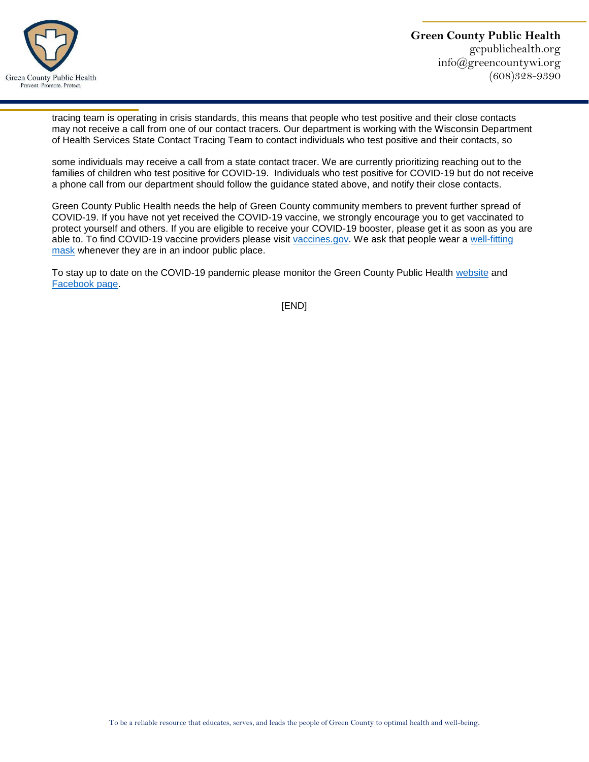tracing team is operating in crisis standards, this means that people who test positive and their close contacts may not receive a call from one of our contact tracers. Our department is working with the Wisconsin Department of Health Services State Contact Tracing Team to contact individuals who test positive and their contacts, so

some individuals may receive a call from a state contact tracer. We are currently prioritizing reaching out to the families of children who test positive for COVID-19. Individuals who test positive for COVID-19 but do not receive a phone call from our department should follow the guidance stated above, and notify their close contacts.

Green County Public Health needs the help of Green County community members to prevent further spread of COVID-19. If you have not yet received the COVID-19 vaccine, we strongly encourage you to get vaccinated to protect yourself and others. If you are eligible to receive your COVID-19 booster, please get it as soon as you are able to. To find COVID-19 vaccine providers please visit vaccines.gov. We ask that people wear a well-fitting mask whenever they are in an indoor public place.

To stay up to date on the COVID-19 pandemic please monitor the Green County Public Health website and Facebook page.

[END]